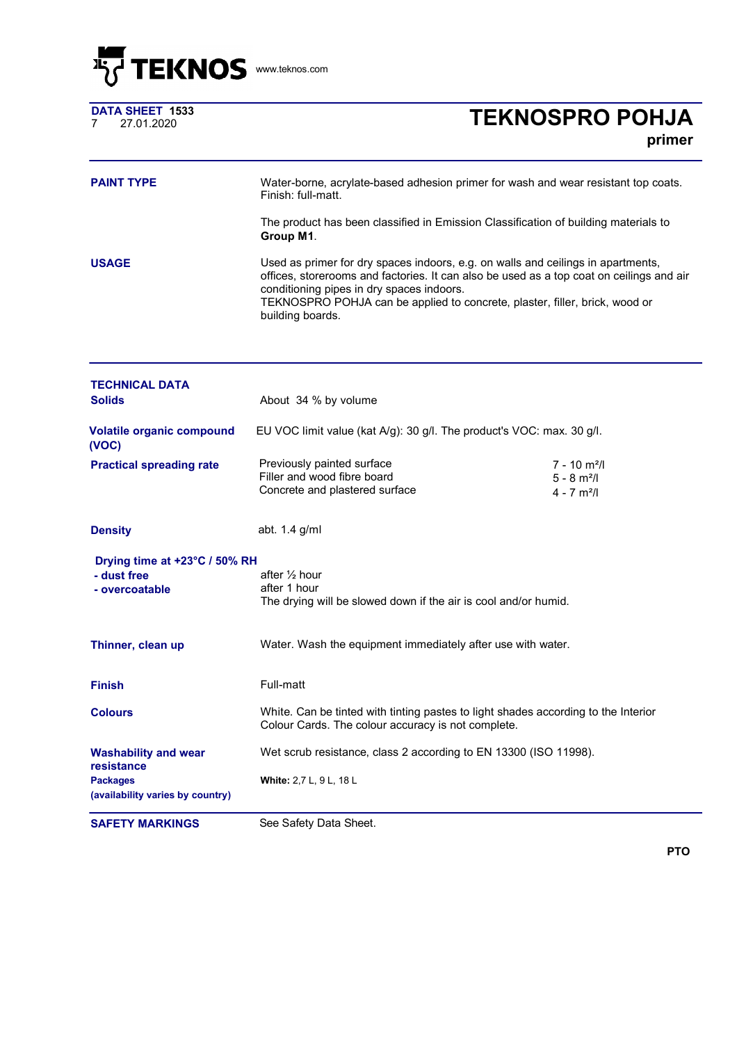TEKNOS www.teknos.com

**DATA SHEET 1533**
7 27.01.2020

# TEKNOSPRO POHJA

**primer**

---

**PAINT TYPE**

Water-borne, acrylate-based adhesion primer for wash and wear resistant top coats. Finish: full-matt.

The product has been classified in Emission Classification of building materials to **Group M1**.

**USAGE**

Used as primer for dry spaces indoors, e.g. on walls and ceilings in apartments, offices, storerooms and factories. It can also be used as a top coat on ceilings and air conditioning pipes in dry spaces indoors.
TEKNOSPRO POHJA can be applied to concrete, plaster, filler, brick, wood or building boards.

---

## TECHNICAL DATA

**Solids**

About 34 % by volume

**Volatile organic compound (VOC)**

EU VOC limit value (kat A/g): 30 g/l. The product's VOC: max. 30 g/l.

**Practical spreading rate**

| | |
|---|---|
| Previously painted surface | 7 - 10 m²/l |
| Filler and wood fibre board | 5 - 8 m²/l |
| Concrete and plastered surface | 4 - 7 m²/l |

**Density**

abt. 1.4 g/ml

**Drying time at +23°C / 50% RH**

- **dust free** after ½ hour
- **overcoatable** after 1 hour

The drying will be slowed down if the air is cool and/or humid.

**Thinner, clean up**

Water. Wash the equipment immediately after use with water.

**Finish**

Full-matt

**Colours**

White. Can be tinted with tinting pastes to light shades according to the Interior Colour Cards. The colour accuracy is not complete.

**Washability and wear resistance**

Wet scrub resistance, class 2 according to EN 13300 (ISO 11998).

**Packages (availability varies by country)**

**White:** 2,7 L, 9 L, 18 L

---

**SAFETY MARKINGS**

See Safety Data Sheet.

**PTO**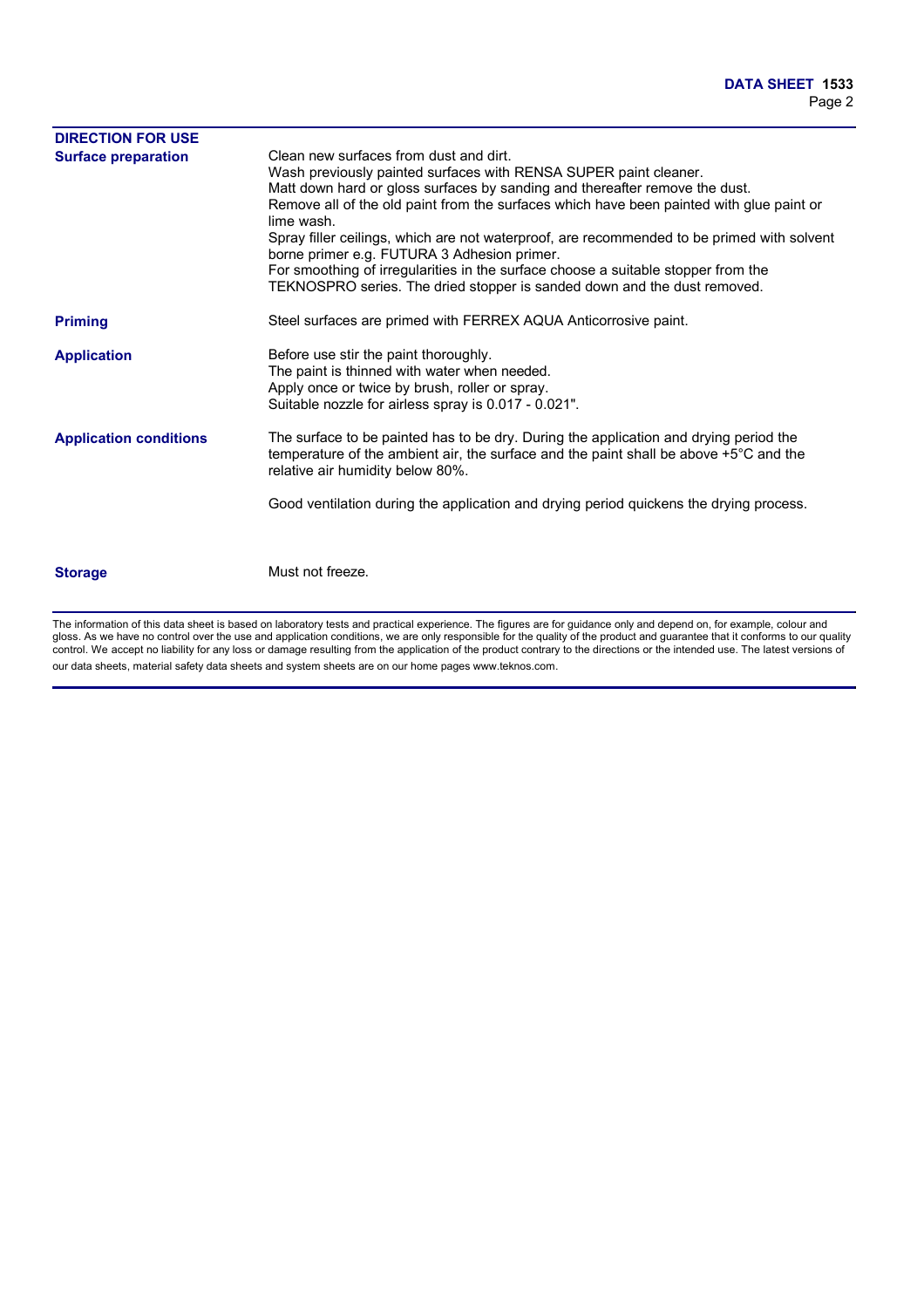## DIRECTION FOR USE

**Surface preparation**

Clean new surfaces from dust and dirt.
Wash previously painted surfaces with RENSA SUPER paint cleaner.
Matt down hard or gloss surfaces by sanding and thereafter remove the dust.
Remove all of the old paint from the surfaces which have been painted with glue paint or lime wash.
Spray filler ceilings, which are not waterproof, are recommended to be primed with solvent borne primer e.g. FUTURA 3 Adhesion primer.
For smoothing of irregularities in the surface choose a suitable stopper from the TEKNOSPRO series. The dried stopper is sanded down and the dust removed.

**Priming**

Steel surfaces are primed with FERREX AQUA Anticorrosive paint.

**Application**

Before use stir the paint thoroughly.
The paint is thinned with water when needed.
Apply once or twice by brush, roller or spray.
Suitable nozzle for airless spray is 0.017 - 0.021".

**Application conditions**

The surface to be painted has to be dry. During the application and drying period the temperature of the ambient air, the surface and the paint shall be above +5°C and the relative air humidity below 80%.

Good ventilation during the application and drying period quickens the drying process.

**Storage**

Must not freeze.

---

The information of this data sheet is based on laboratory tests and practical experience. The figures are for guidance only and depend on, for example, colour and gloss. As we have no control over the use and application conditions, we are only responsible for the quality of the product and guarantee that it conforms to our quality control. We accept no liability for any loss or damage resulting from the application of the product contrary to the directions or the intended use. The latest versions of our data sheets, material safety data sheets and system sheets are on our home pages www.teknos.com.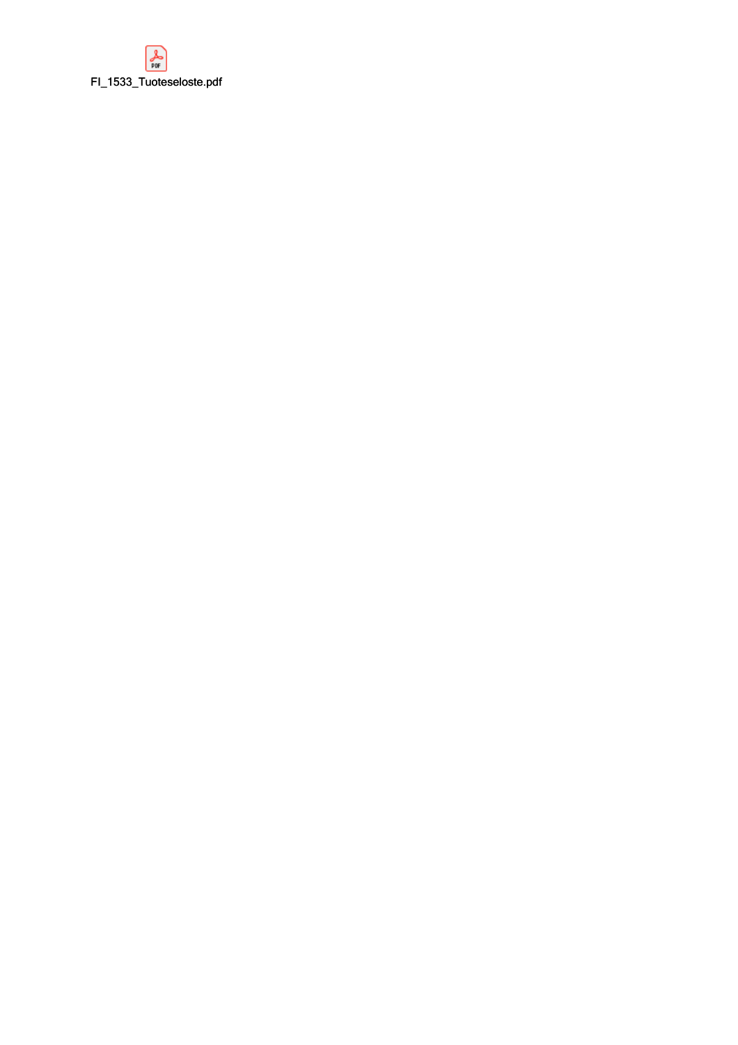FI_1533_Tuoteseloste.pdf